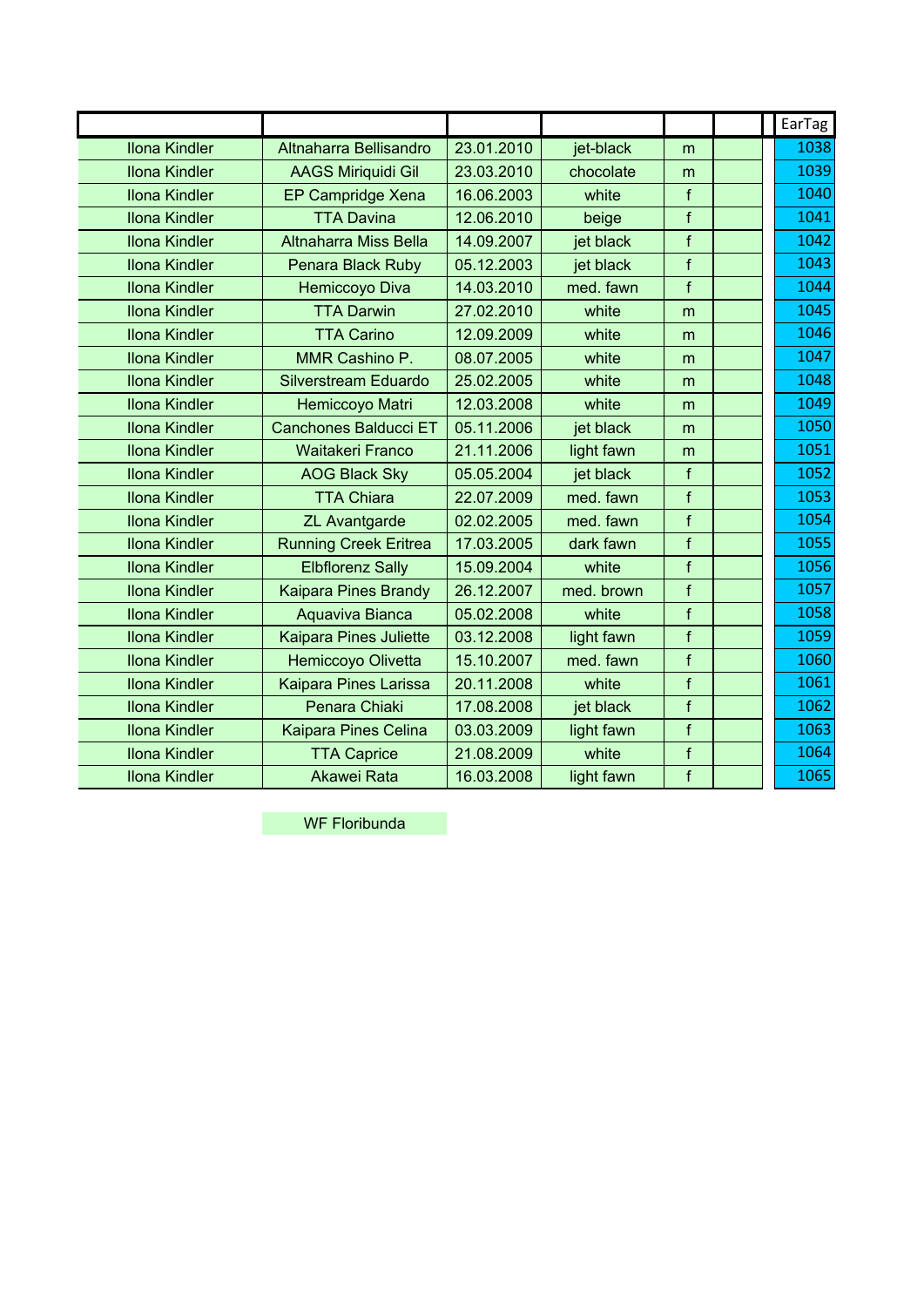| | | | | | | | EarTag |
|---|---|---|---|---|---|---|---|
| Ilona Kindler | Altnaharra Bellisandro | 23.01.2010 | jet-black | m | | | 1038 |
| Ilona Kindler | AAGS Miriquidi Gil | 23.03.2010 | chocolate | m | | | 1039 |
| Ilona Kindler | EP Campridge Xena | 16.06.2003 | white | f | | | 1040 |
| Ilona Kindler | TTA Davina | 12.06.2010 | beige | f | | | 1041 |
| Ilona Kindler | Altnaharra Miss Bella | 14.09.2007 | jet black | f | | | 1042 |
| Ilona Kindler | Penara Black Ruby | 05.12.2003 | jet black | f | | | 1043 |
| Ilona Kindler | Hemiccoyo Diva | 14.03.2010 | med. fawn | f | | | 1044 |
| Ilona Kindler | TTA Darwin | 27.02.2010 | white | m | | | 1045 |
| Ilona Kindler | TTA Carino | 12.09.2009 | white | m | | | 1046 |
| Ilona Kindler | MMR Cashino P. | 08.07.2005 | white | m | | | 1047 |
| Ilona Kindler | Silverstream Eduardo | 25.02.2005 | white | m | | | 1048 |
| Ilona Kindler | Hemiccoyo Matri | 12.03.2008 | white | m | | | 1049 |
| Ilona Kindler | Canchones Balducci ET | 05.11.2006 | jet black | m | | | 1050 |
| Ilona Kindler | Waitakeri Franco | 21.11.2006 | light fawn | m | | | 1051 |
| Ilona Kindler | AOG Black Sky | 05.05.2004 | jet black | f | | | 1052 |
| Ilona Kindler | TTA Chiara | 22.07.2009 | med. fawn | f | | | 1053 |
| Ilona Kindler | ZL Avantgarde | 02.02.2005 | med. fawn | f | | | 1054 |
| Ilona Kindler | Running Creek Eritrea | 17.03.2005 | dark fawn | f | | | 1055 |
| Ilona Kindler | Elbflorenz Sally | 15.09.2004 | white | f | | | 1056 |
| Ilona Kindler | Kaipara Pines Brandy | 26.12.2007 | med. brown | f | | | 1057 |
| Ilona Kindler | Aquaviva Bianca | 05.02.2008 | white | f | | | 1058 |
| Ilona Kindler | Kaipara Pines Juliette | 03.12.2008 | light fawn | f | | | 1059 |
| Ilona Kindler | Hemiccoyo Olivetta | 15.10.2007 | med. fawn | f | | | 1060 |
| Ilona Kindler | Kaipara Pines Larissa | 20.11.2008 | white | f | | | 1061 |
| Ilona Kindler | Penara Chiaki | 17.08.2008 | jet black | f | | | 1062 |
| Ilona Kindler | Kaipara Pines Celina | 03.03.2009 | light fawn | f | | | 1063 |
| Ilona Kindler | TTA Caprice | 21.08.2009 | white | f | | | 1064 |
| Ilona Kindler | Akawei Rata | 16.03.2008 | light fawn | f | | | 1065 |

WF Floribunda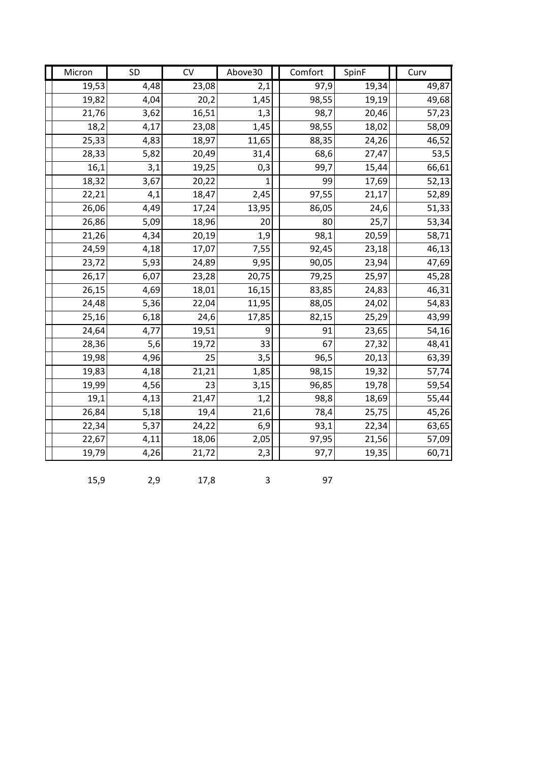| Micron | SD | CV | Above30 | Comfort | SpinF | Curv |
|---|---|---|---|---|---|---|
| 19,53 | 4,48 | 23,08 | 2,1 | 97,9 | 19,34 | 49,87 |
| 19,82 | 4,04 | 20,2 | 1,45 | 98,55 | 19,19 | 49,68 |
| 21,76 | 3,62 | 16,51 | 1,3 | 98,7 | 20,46 | 57,23 |
| 18,2 | 4,17 | 23,08 | 1,45 | 98,55 | 18,02 | 58,09 |
| 25,33 | 4,83 | 18,97 | 11,65 | 88,35 | 24,26 | 46,52 |
| 28,33 | 5,82 | 20,49 | 31,4 | 68,6 | 27,47 | 53,5 |
| 16,1 | 3,1 | 19,25 | 0,3 | 99,7 | 15,44 | 66,61 |
| 18,32 | 3,67 | 20,22 | 1 | 99 | 17,69 | 52,13 |
| 22,21 | 4,1 | 18,47 | 2,45 | 97,55 | 21,17 | 52,89 |
| 26,06 | 4,49 | 17,24 | 13,95 | 86,05 | 24,6 | 51,33 |
| 26,86 | 5,09 | 18,96 | 20 | 80 | 25,7 | 53,34 |
| 21,26 | 4,34 | 20,19 | 1,9 | 98,1 | 20,59 | 58,71 |
| 24,59 | 4,18 | 17,07 | 7,55 | 92,45 | 23,18 | 46,13 |
| 23,72 | 5,93 | 24,89 | 9,95 | 90,05 | 23,94 | 47,69 |
| 26,17 | 6,07 | 23,28 | 20,75 | 79,25 | 25,97 | 45,28 |
| 26,15 | 4,69 | 18,01 | 16,15 | 83,85 | 24,83 | 46,31 |
| 24,48 | 5,36 | 22,04 | 11,95 | 88,05 | 24,02 | 54,83 |
| 25,16 | 6,18 | 24,6 | 17,85 | 82,15 | 25,29 | 43,99 |
| 24,64 | 4,77 | 19,51 | 9 | 91 | 23,65 | 54,16 |
| 28,36 | 5,6 | 19,72 | 33 | 67 | 27,32 | 48,41 |
| 19,98 | 4,96 | 25 | 3,5 | 96,5 | 20,13 | 63,39 |
| 19,83 | 4,18 | 21,21 | 1,85 | 98,15 | 19,32 | 57,74 |
| 19,99 | 4,56 | 23 | 3,15 | 96,85 | 19,78 | 59,54 |
| 19,1 | 4,13 | 21,47 | 1,2 | 98,8 | 18,69 | 55,44 |
| 26,84 | 5,18 | 19,4 | 21,6 | 78,4 | 25,75 | 45,26 |
| 22,34 | 5,37 | 24,22 | 6,9 | 93,1 | 22,34 | 63,65 |
| 22,67 | 4,11 | 18,06 | 2,05 | 97,95 | 21,56 | 57,09 |
| 19,79 | 4,26 | 21,72 | 2,3 | 97,7 | 19,35 | 60,71 |

| | | | | |
|---|---|---|---|---|
| 15,9 | 2,9 | 17,8 | 3 | 97 |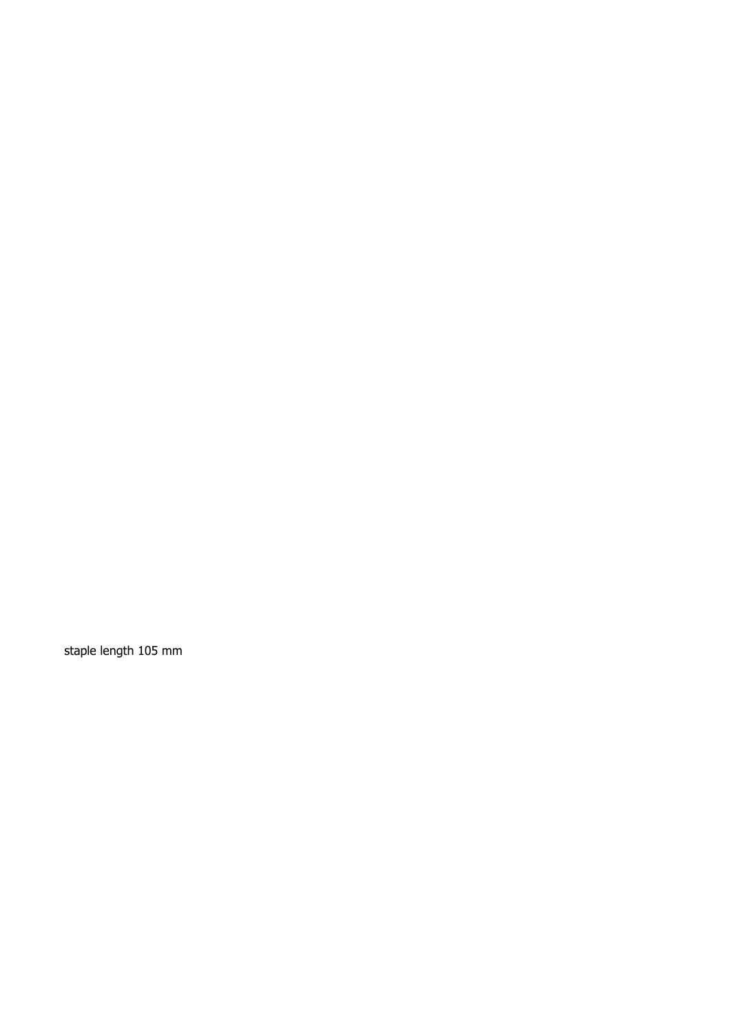staple length 105 mm